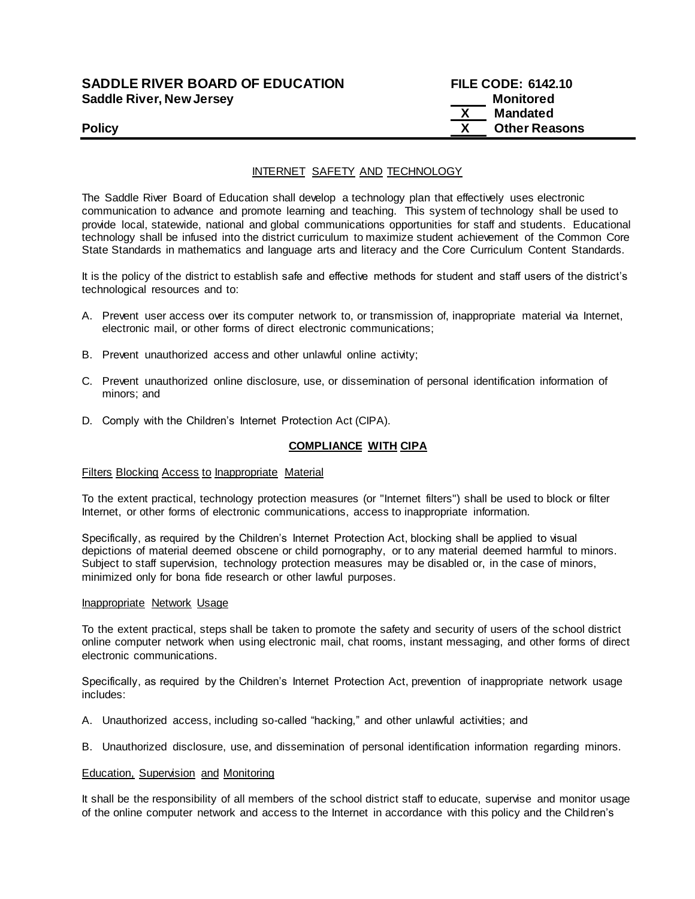**SADDLE RIVER BOARD OF EDUCATION** **FILE CODE: 6142.10**
**Saddle River, New Jersey**

____ Monitored
__X__ Mandated
__X__ Other Reasons

**Policy**

# INTERNET SAFETY AND TECHNOLOGY

The Saddle River Board of Education shall develop a technology plan that effectively uses electronic communication to advance and promote learning and teaching. This system of technology shall be used to provide local, statewide, national and global communications opportunities for staff and students. Educational technology shall be infused into the district curriculum to maximize student achievement of the Common Core State Standards in mathematics and language arts and literacy and the Core Curriculum Content Standards.

It is the policy of the district to establish safe and effective methods for student and staff users of the district's technological resources and to:

A. Prevent user access over its computer network to, or transmission of, inappropriate material via Internet, electronic mail, or other forms of direct electronic communications;

B. Prevent unauthorized access and other unlawful online activity;

C. Prevent unauthorized online disclosure, use, or dissemination of personal identification information of minors; and

D. Comply with the Children's Internet Protection Act (CIPA).

## COMPLIANCE WITH CIPA

### Filters Blocking Access to Inappropriate Material

To the extent practical, technology protection measures (or "Internet filters") shall be used to block or filter Internet, or other forms of electronic communications, access to inappropriate information.

Specifically, as required by the Children's Internet Protection Act, blocking shall be applied to visual depictions of material deemed obscene or child pornography, or to any material deemed harmful to minors. Subject to staff supervision, technology protection measures may be disabled or, in the case of minors, minimized only for bona fide research or other lawful purposes.

### Inappropriate Network Usage

To the extent practical, steps shall be taken to promote the safety and security of users of the school district online computer network when using electronic mail, chat rooms, instant messaging, and other forms of direct electronic communications.

Specifically, as required by the Children's Internet Protection Act, prevention of inappropriate network usage includes:

A. Unauthorized access, including so-called "hacking," and other unlawful activities; and

B. Unauthorized disclosure, use, and dissemination of personal identification information regarding minors.

### Education, Supervision and Monitoring

It shall be the responsibility of all members of the school district staff to educate, supervise and monitor usage of the online computer network and access to the Internet in accordance with this policy and the Children's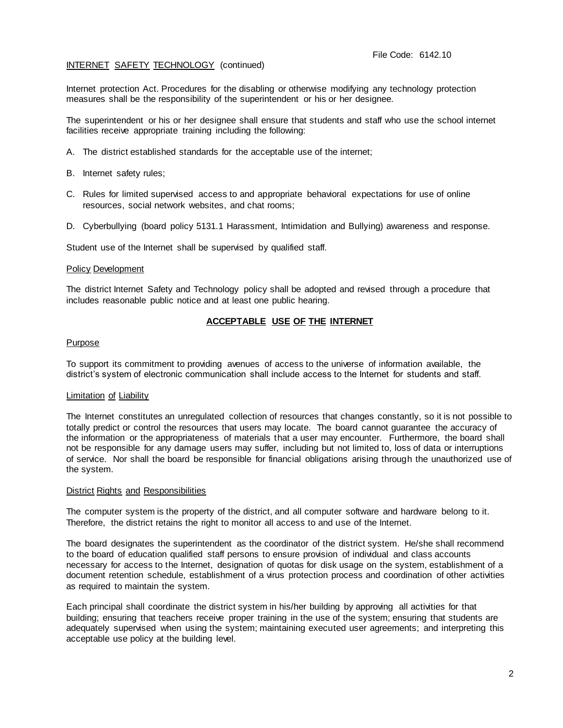INTERNET SAFETY TECHNOLOGY (continued)

Internet protection Act. Procedures for the disabling or otherwise modifying any technology protection measures shall be the responsibility of the superintendent or his or her designee.

The superintendent or his or her designee shall ensure that students and staff who use the school internet facilities receive appropriate training including the following:

A. The district established standards for the acceptable use of the internet;

B. Internet safety rules;

C. Rules for limited supervised access to and appropriate behavioral expectations for use of online resources, social network websites, and chat rooms;

D. Cyberbullying (board policy 5131.1 Harassment, Intimidation and Bullying) awareness and response.

Student use of the Internet shall be supervised by qualified staff.

Policy Development

The district Internet Safety and Technology policy shall be adopted and revised through a procedure that includes reasonable public notice and at least one public hearing.

## ACCEPTABLE USE OF THE INTERNET

Purpose

To support its commitment to providing avenues of access to the universe of information available, the district's system of electronic communication shall include access to the Internet for students and staff.

Limitation of Liability

The Internet constitutes an unregulated collection of resources that changes constantly, so it is not possible to totally predict or control the resources that users may locate. The board cannot guarantee the accuracy of the information or the appropriateness of materials that a user may encounter. Furthermore, the board shall not be responsible for any damage users may suffer, including but not limited to, loss of data or interruptions of service. Nor shall the board be responsible for financial obligations arising through the unauthorized use of the system.

District Rights and Responsibilities

The computer system is the property of the district, and all computer software and hardware belong to it. Therefore, the district retains the right to monitor all access to and use of the Internet.

The board designates the superintendent as the coordinator of the district system. He/she shall recommend to the board of education qualified staff persons to ensure provision of individual and class accounts necessary for access to the Internet, designation of quotas for disk usage on the system, establishment of a document retention schedule, establishment of a virus protection process and coordination of other activities as required to maintain the system.

Each principal shall coordinate the district system in his/her building by approving all activities for that building; ensuring that teachers receive proper training in the use of the system; ensuring that students are adequately supervised when using the system; maintaining executed user agreements; and interpreting this acceptable use policy at the building level.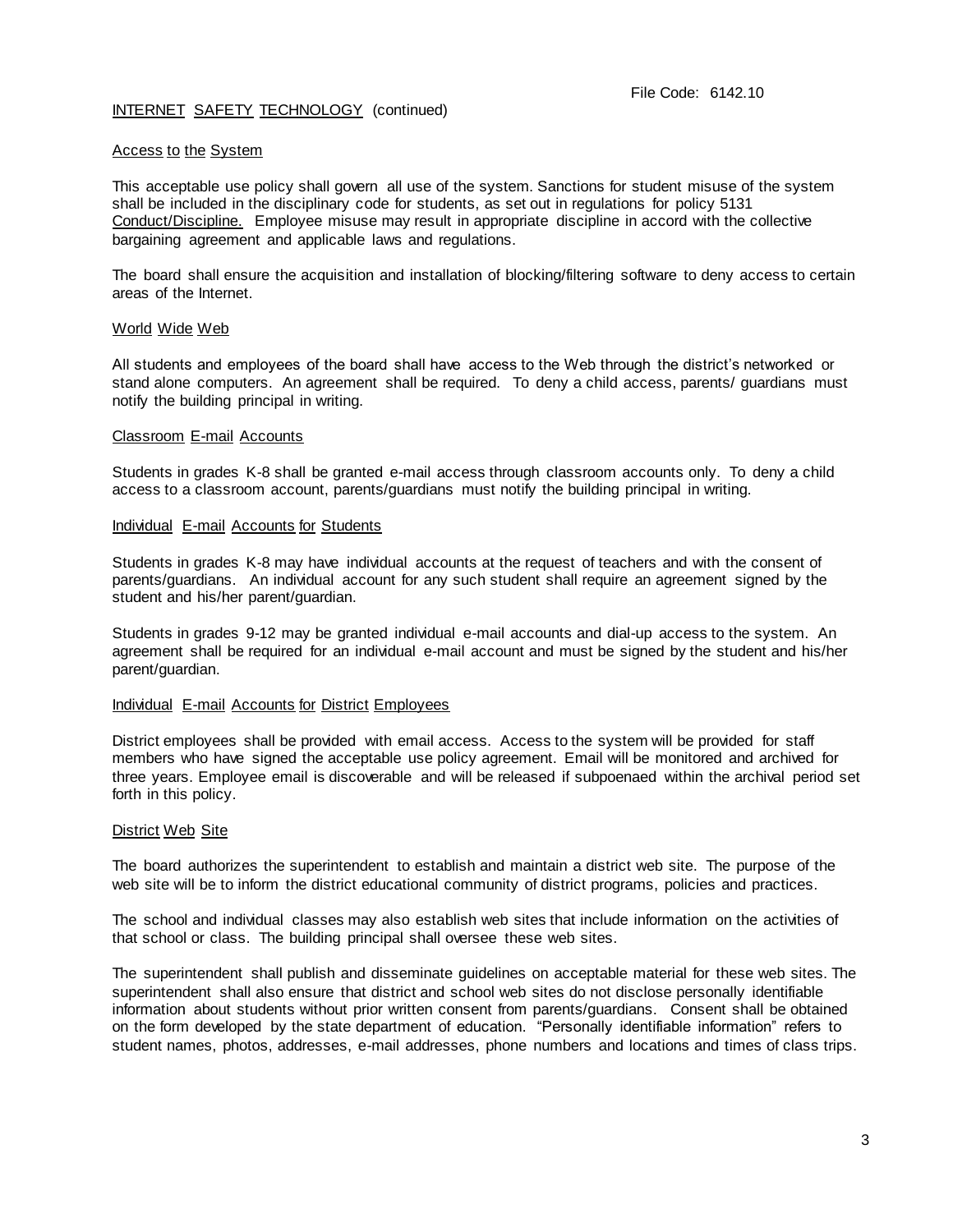File Code: 6142.10

## INTERNET SAFETY TECHNOLOGY (continued)

### Access to the System

This acceptable use policy shall govern all use of the system. Sanctions for student misuse of the system shall be included in the disciplinary code for students, as set out in regulations for policy 5131 Conduct/Discipline. Employee misuse may result in appropriate discipline in accord with the collective bargaining agreement and applicable laws and regulations.

The board shall ensure the acquisition and installation of blocking/filtering software to deny access to certain areas of the Internet.

### World Wide Web

All students and employees of the board shall have access to the Web through the district's networked or stand alone computers. An agreement shall be required. To deny a child access, parents/ guardians must notify the building principal in writing.

### Classroom E-mail Accounts

Students in grades K-8 shall be granted e-mail access through classroom accounts only. To deny a child access to a classroom account, parents/guardians must notify the building principal in writing.

### Individual E-mail Accounts for Students

Students in grades K-8 may have individual accounts at the request of teachers and with the consent of parents/guardians. An individual account for any such student shall require an agreement signed by the student and his/her parent/guardian.

Students in grades 9-12 may be granted individual e-mail accounts and dial-up access to the system. An agreement shall be required for an individual e-mail account and must be signed by the student and his/her parent/guardian.

### Individual E-mail Accounts for District Employees

District employees shall be provided with email access. Access to the system will be provided for staff members who have signed the acceptable use policy agreement. Email will be monitored and archived for three years. Employee email is discoverable and will be released if subpoenaed within the archival period set forth in this policy.

### District Web Site

The board authorizes the superintendent to establish and maintain a district web site. The purpose of the web site will be to inform the district educational community of district programs, policies and practices.

The school and individual classes may also establish web sites that include information on the activities of that school or class. The building principal shall oversee these web sites.

The superintendent shall publish and disseminate guidelines on acceptable material for these web sites. The superintendent shall also ensure that district and school web sites do not disclose personally identifiable information about students without prior written consent from parents/guardians. Consent shall be obtained on the form developed by the state department of education. "Personally identifiable information" refers to student names, photos, addresses, e-mail addresses, phone numbers and locations and times of class trips.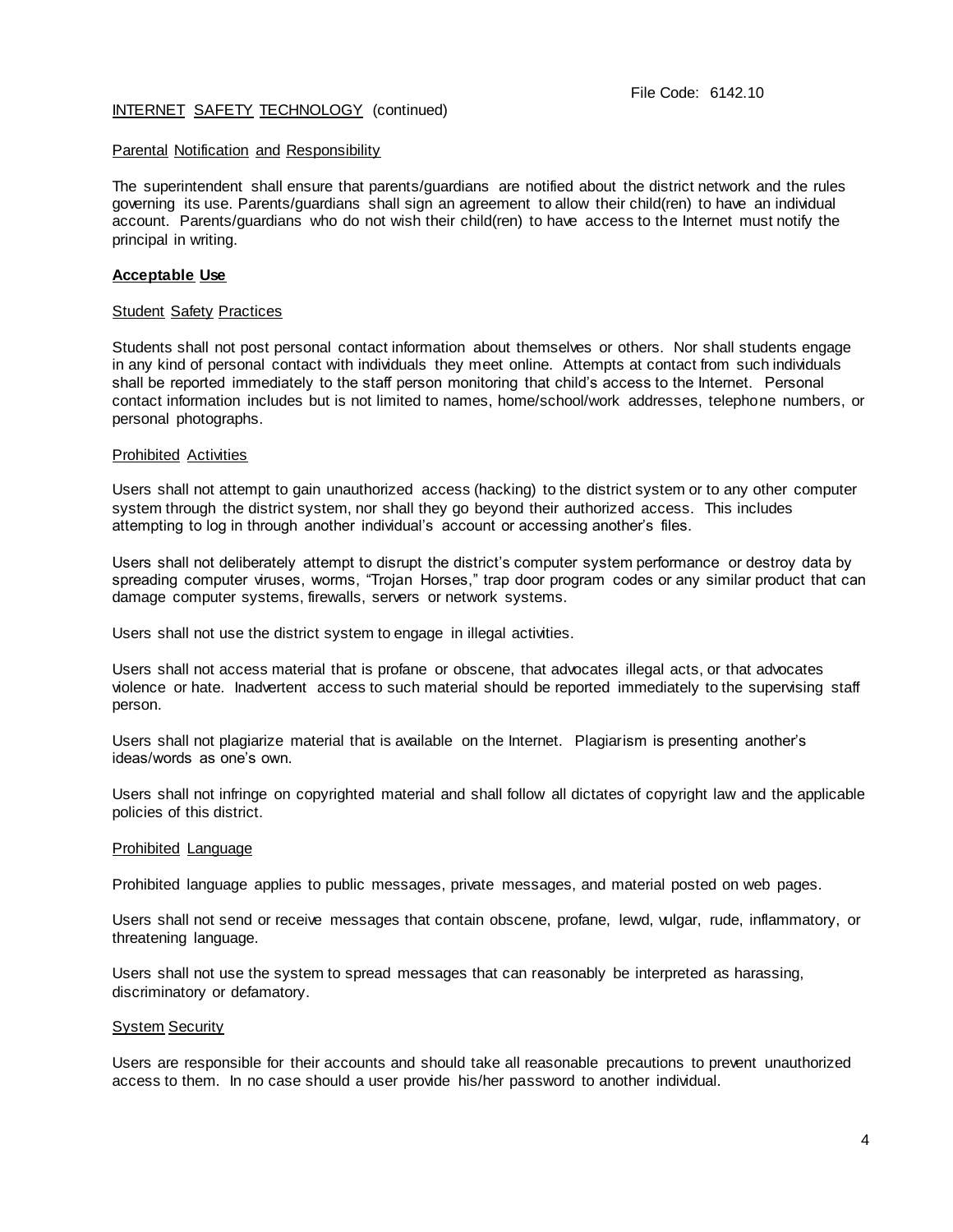File Code: 6142.10

INTERNET SAFETY TECHNOLOGY (continued)

Parental Notification and Responsibility

The superintendent shall ensure that parents/guardians are notified about the district network and the rules governing its use. Parents/guardians shall sign an agreement to allow their child(ren) to have an individual account. Parents/guardians who do not wish their child(ren) to have access to the Internet must notify the principal in writing.

**Acceptable Use**

Student Safety Practices

Students shall not post personal contact information about themselves or others. Nor shall students engage in any kind of personal contact with individuals they meet online. Attempts at contact from such individuals shall be reported immediately to the staff person monitoring that child's access to the Internet. Personal contact information includes but is not limited to names, home/school/work addresses, telephone numbers, or personal photographs.

Prohibited Activities

Users shall not attempt to gain unauthorized access (hacking) to the district system or to any other computer system through the district system, nor shall they go beyond their authorized access. This includes attempting to log in through another individual's account or accessing another's files.

Users shall not deliberately attempt to disrupt the district's computer system performance or destroy data by spreading computer viruses, worms, "Trojan Horses," trap door program codes or any similar product that can damage computer systems, firewalls, servers or network systems.

Users shall not use the district system to engage in illegal activities.

Users shall not access material that is profane or obscene, that advocates illegal acts, or that advocates violence or hate. Inadvertent access to such material should be reported immediately to the supervising staff person.

Users shall not plagiarize material that is available on the Internet. Plagiarism is presenting another's ideas/words as one's own.

Users shall not infringe on copyrighted material and shall follow all dictates of copyright law and the applicable policies of this district.

Prohibited Language

Prohibited language applies to public messages, private messages, and material posted on web pages.

Users shall not send or receive messages that contain obscene, profane, lewd, vulgar, rude, inflammatory, or threatening language.

Users shall not use the system to spread messages that can reasonably be interpreted as harassing, discriminatory or defamatory.

System Security

Users are responsible for their accounts and should take all reasonable precautions to prevent unauthorized access to them. In no case should a user provide his/her password to another individual.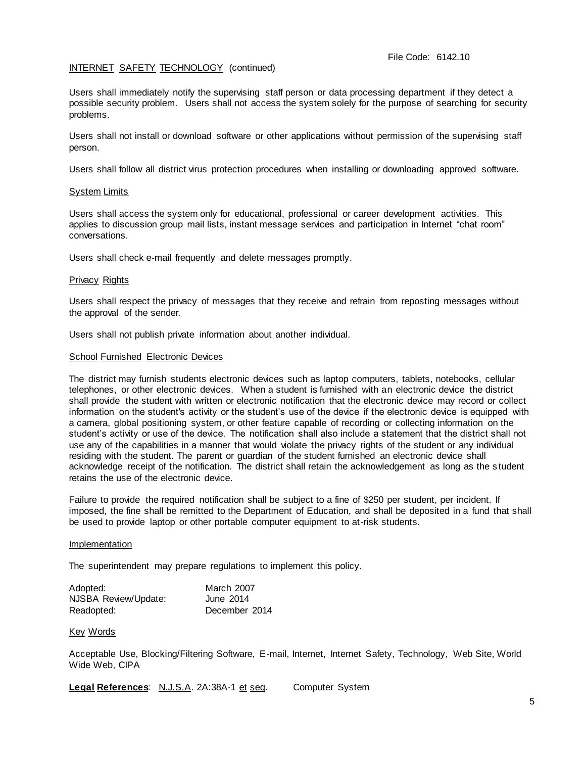INTERNET SAFETY TECHNOLOGY (continued)

Users shall immediately notify the supervising staff person or data processing department if they detect a possible security problem. Users shall not access the system solely for the purpose of searching for security problems.

Users shall not install or download software or other applications without permission of the supervising staff person.

Users shall follow all district virus protection procedures when installing or downloading approved software.

System Limits

Users shall access the system only for educational, professional or career development activities. This applies to discussion group mail lists, instant message services and participation in Internet "chat room" conversations.

Users shall check e-mail frequently and delete messages promptly.

Privacy Rights

Users shall respect the privacy of messages that they receive and refrain from reposting messages without the approval of the sender.

Users shall not publish private information about another individual.

School Furnished Electronic Devices

The district may furnish students electronic devices such as laptop computers, tablets, notebooks, cellular telephones, or other electronic devices. When a student is furnished with an electronic device the district shall provide the student with written or electronic notification that the electronic device may record or collect information on the student's activity or the student's use of the device if the electronic device is equipped with a camera, global positioning system, or other feature capable of recording or collecting information on the student's activity or use of the device. The notification shall also include a statement that the district shall not use any of the capabilities in a manner that would violate the privacy rights of the student or any individual residing with the student. The parent or guardian of the student furnished an electronic device shall acknowledge receipt of the notification. The district shall retain the acknowledgement as long as the student retains the use of the electronic device.

Failure to provide the required notification shall be subject to a fine of $250 per student, per incident. If imposed, the fine shall be remitted to the Department of Education, and shall be deposited in a fund that shall be used to provide laptop or other portable computer equipment to at-risk students.

Implementation

The superintendent may prepare regulations to implement this policy.

| | |
|---|---|
| Adopted: | March 2007 |
| NJSBA Review/Update: | June 2014 |
| Readopted: | December 2014 |

Key Words

Acceptable Use, Blocking/Filtering Software, E-mail, Internet, Internet Safety, Technology, Web Site, World Wide Web, CIPA

**Legal References**: N.J.S.A. 2A:38A-1 et seq. Computer System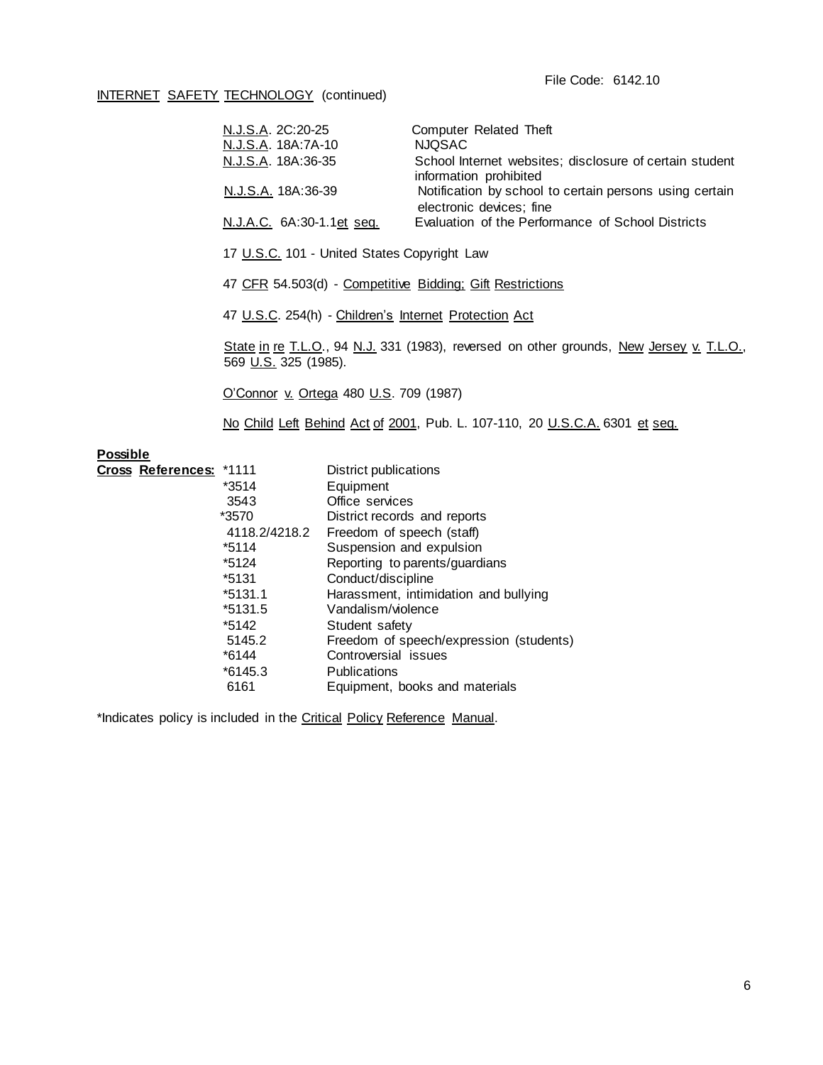File Code: 6142.10

INTERNET SAFETY TECHNOLOGY (continued)

| | |
|---|---|
| N.J.S.A. 2C:20-25 | Computer Related Theft |
| N.J.S.A. 18A:7A-10 | NJQSAC |
| N.J.S.A. 18A:36-35 | School Internet websites; disclosure of certain student information prohibited |
| N.J.S.A. 18A:36-39 | Notification by school to certain persons using certain electronic devices; fine |
| N.J.A.C. 6A:30-1.1et seq. | Evaluation of the Performance of School Districts |

17 U.S.C. 101 - United States Copyright Law

47 CFR 54.503(d) - Competitive Bidding; Gift Restrictions

47 U.S.C. 254(h) - Children's Internet Protection Act

State in re T.L.O., 94 N.J. 331 (1983), reversed on other grounds, New Jersey v. T.L.O., 569 U.S. 325 (1985).

O'Connor v. Ortega 480 U.S. 709 (1987)

No Child Left Behind Act of 2001, Pub. L. 107-110, 20 U.S.C.A. 6301 et seq.

**Possible Cross References:**

| | |
|---|---|
| *1111 | District publications |
| *3514 | Equipment |
| 3543 | Office services |
| *3570 | District records and reports |
| 4118.2/4218.2 | Freedom of speech (staff) |
| *5114 | Suspension and expulsion |
| *5124 | Reporting to parents/guardians |
| *5131 | Conduct/discipline |
| *5131.1 | Harassment, intimidation and bullying |
| *5131.5 | Vandalism/violence |
| *5142 | Student safety |
| 5145.2 | Freedom of speech/expression (students) |
| *6144 | Controversial issues |
| *6145.3 | Publications |
| 6161 | Equipment, books and materials |

*Indicates policy is included in the Critical Policy Reference Manual.